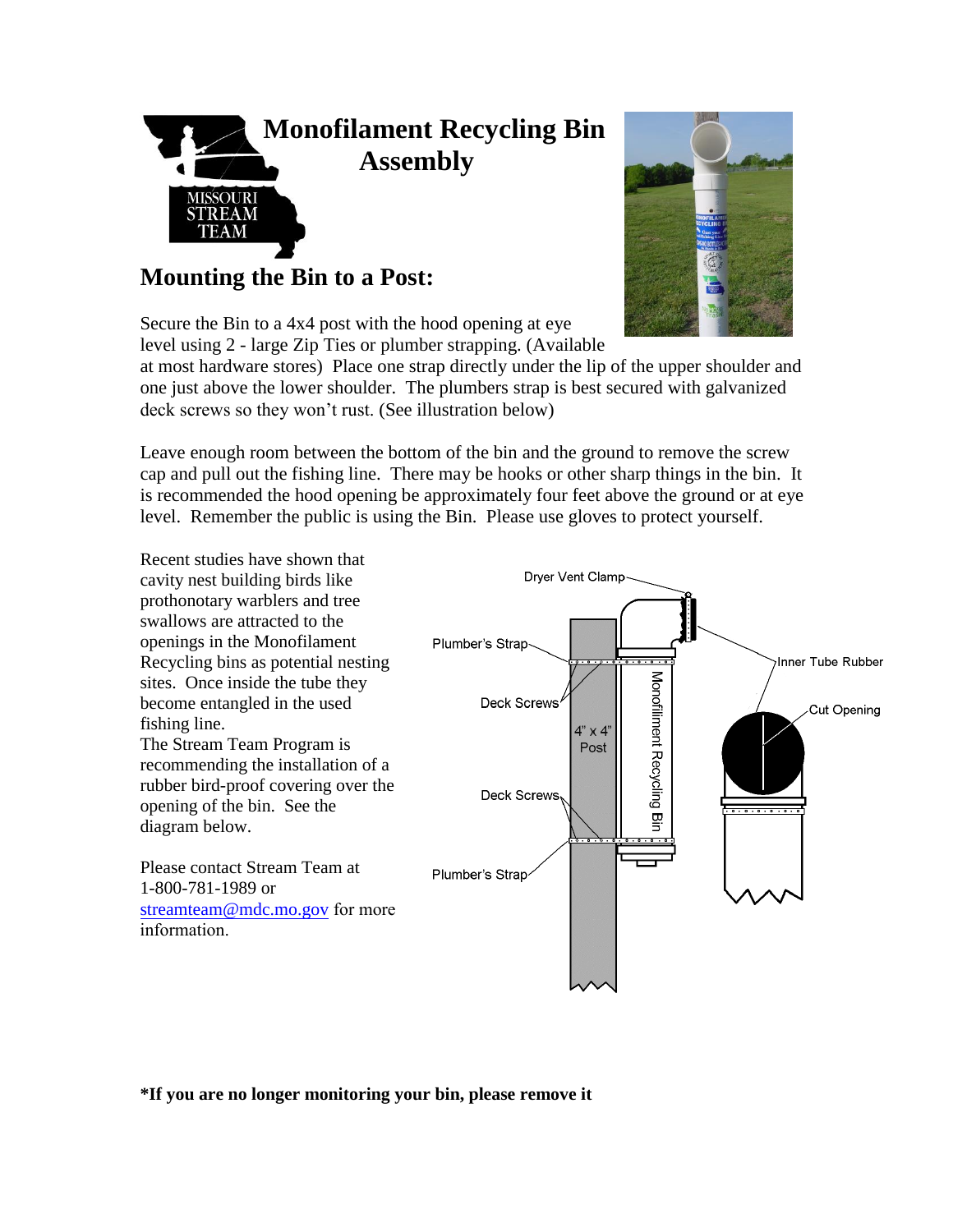# Monofilament Recycling Bin Assembly

## Mounting the Bin to a Post:

Secure the Bin to a 4x4 post with the hood opening at eye level using 2 - large Zip Ties or plumber strapping. (Available at most hardware stores) Place one strap directly under the lip of the upper shoulder and one just above the lower shoulder. The plumbers strap is best secured with galvanized deck screws so they won't rust. (See illustration below)

Leave enough room between the bottom of the bin and the ground to remove the screw cap and pull out the fishing line. There may be hooks or other sharp things in the bin. It is recommended the hood opening be approximately four feet above the ground or at eye level. Remember the public is using the Bin. Please use gloves to protect yourself.

Recent studies have shown that cavity nest building birds like prothonotary warblers and tree swallows are attracted to the openings in the Monofilament Recycling bins as potential nesting sites. Once inside the tube they become entangled in the used fishing line.

The Stream Team Program is recommending the installation of a rubber bird-proof covering over the opening of the bin. See the diagram below.

Please contact Stream Team at 1-800-781-1989 or streamteam@mdc.mo.gov for more information.

**\*If you are no longer monitoring your bin, please remove it**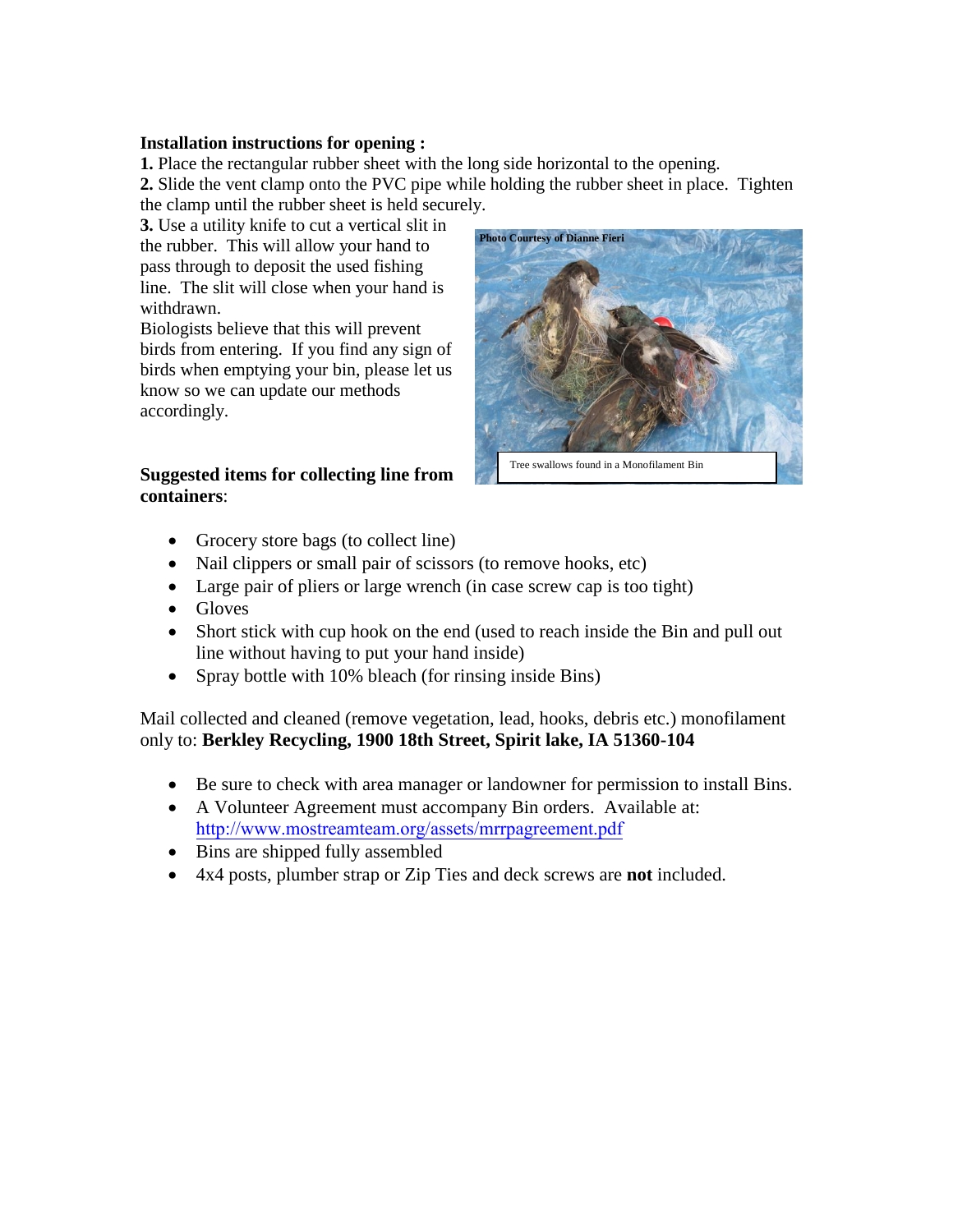**Installation instructions for opening :**

**1.** Place the rectangular rubber sheet with the long side horizontal to the opening.

**2.** Slide the vent clamp onto the PVC pipe while holding the rubber sheet in place. Tighten the clamp until the rubber sheet is held securely.

**3.** Use a utility knife to cut a vertical slit in the rubber. This will allow your hand to pass through to deposit the used fishing line. The slit will close when your hand is withdrawn.

Biologists believe that this will prevent birds from entering. If you find any sign of birds when emptying your bin, please let us know so we can update our methods accordingly.

Photo Courtesy of Dianne Fieri

Tree swallows found in a Monofilament Bin

**Suggested items for collecting line from containers**:

- Grocery store bags (to collect line)
- Nail clippers or small pair of scissors (to remove hooks, etc)
- Large pair of pliers or large wrench (in case screw cap is too tight)
- Gloves
- Short stick with cup hook on the end (used to reach inside the Bin and pull out line without having to put your hand inside)
- Spray bottle with 10% bleach (for rinsing inside Bins)

Mail collected and cleaned (remove vegetation, lead, hooks, debris etc.) monofilament only to: **Berkley Recycling, 1900 18th Street, Spirit lake, IA 51360-104**

- Be sure to check with area manager or landowner for permission to install Bins.
- A Volunteer Agreement must accompany Bin orders. Available at: http://www.mostreamteam.org/assets/mrrpagreement.pdf
- Bins are shipped fully assembled
- 4x4 posts, plumber strap or Zip Ties and deck screws are **not** included.